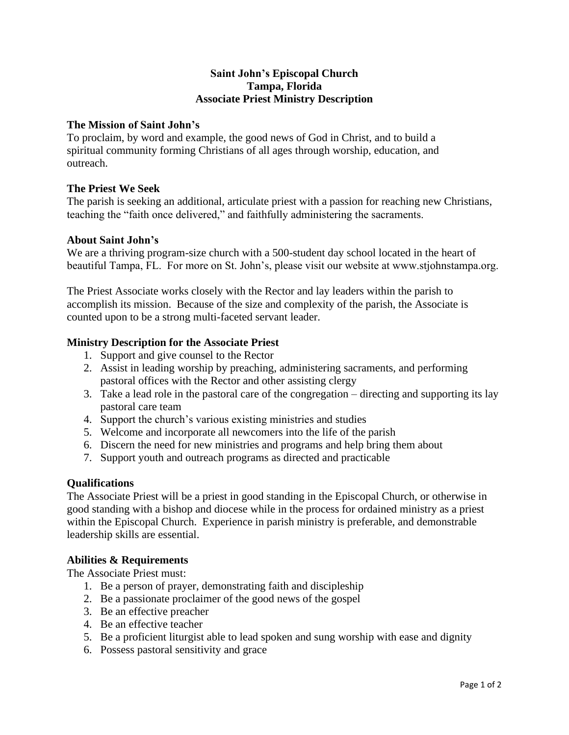# Saint John's Episcopal Church
# Tampa, Florida
# Associate Priest Ministry Description

## The Mission of Saint John's

To proclaim, by word and example, the good news of God in Christ, and to build a spiritual community forming Christians of all ages through worship, education, and outreach.

## The Priest We Seek

The parish is seeking an additional, articulate priest with a passion for reaching new Christians, teaching the "faith once delivered," and faithfully administering the sacraments.

## About Saint John's

We are a thriving program-size church with a 500-student day school located in the heart of beautiful Tampa, FL. For more on St. John's, please visit our website at www.stjohnstampa.org.

The Priest Associate works closely with the Rector and lay leaders within the parish to accomplish its mission. Because of the size and complexity of the parish, the Associate is counted upon to be a strong multi-faceted servant leader.

## Ministry Description for the Associate Priest

1. Support and give counsel to the Rector
2. Assist in leading worship by preaching, administering sacraments, and performing pastoral offices with the Rector and other assisting clergy
3. Take a lead role in the pastoral care of the congregation – directing and supporting its lay pastoral care team
4. Support the church's various existing ministries and studies
5. Welcome and incorporate all newcomers into the life of the parish
6. Discern the need for new ministries and programs and help bring them about
7. Support youth and outreach programs as directed and practicable

## Qualifications

The Associate Priest will be a priest in good standing in the Episcopal Church, or otherwise in good standing with a bishop and diocese while in the process for ordained ministry as a priest within the Episcopal Church. Experience in parish ministry is preferable, and demonstrable leadership skills are essential.

## Abilities & Requirements

The Associate Priest must:

1. Be a person of prayer, demonstrating faith and discipleship
2. Be a passionate proclaimer of the good news of the gospel
3. Be an effective preacher
4. Be an effective teacher
5. Be a proficient liturgist able to lead spoken and sung worship with ease and dignity
6. Possess pastoral sensitivity and grace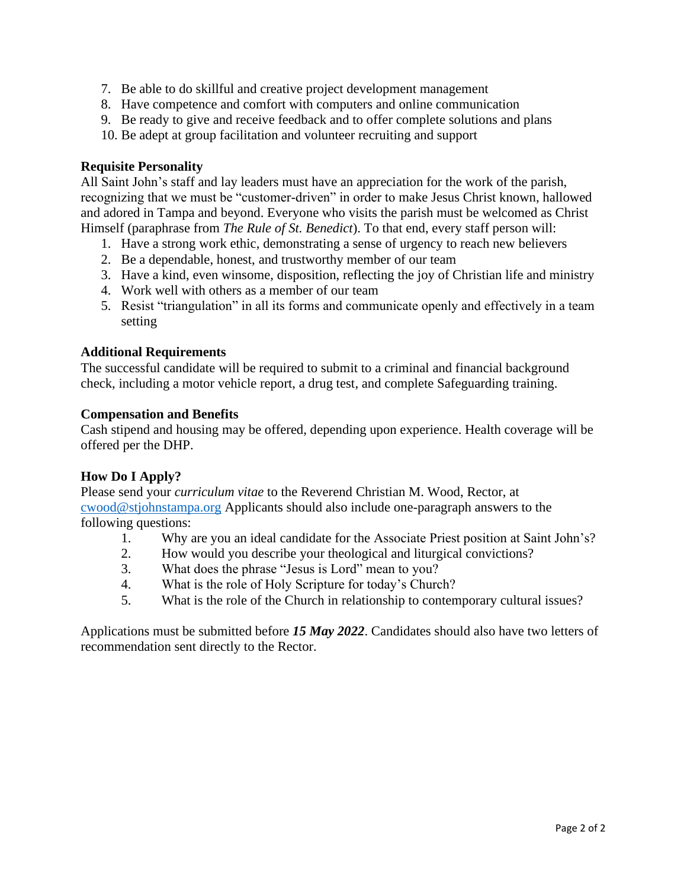7. Be able to do skillful and creative project development management
8. Have competence and comfort with computers and online communication
9. Be ready to give and receive feedback and to offer complete solutions and plans
10. Be adept at group facilitation and volunteer recruiting and support

**Requisite Personality**

All Saint John's staff and lay leaders must have an appreciation for the work of the parish, recognizing that we must be "customer-driven" in order to make Jesus Christ known, hallowed and adored in Tampa and beyond. Everyone who visits the parish must be welcomed as Christ Himself (paraphrase from *The Rule of St. Benedict*). To that end, every staff person will:

1. Have a strong work ethic, demonstrating a sense of urgency to reach new believers
2. Be a dependable, honest, and trustworthy member of our team
3. Have a kind, even winsome, disposition, reflecting the joy of Christian life and ministry
4. Work well with others as a member of our team
5. Resist "triangulation" in all its forms and communicate openly and effectively in a team setting

**Additional Requirements**

The successful candidate will be required to submit to a criminal and financial background check, including a motor vehicle report, a drug test, and complete Safeguarding training.

**Compensation and Benefits**

Cash stipend and housing may be offered, depending upon experience. Health coverage will be offered per the DHP.

**How Do I Apply?**

Please send your *curriculum vitae* to the Reverend Christian M. Wood, Rector, at cwood@stjohnstampa.org Applicants should also include one-paragraph answers to the following questions:

1. Why are you an ideal candidate for the Associate Priest position at Saint John's?
2. How would you describe your theological and liturgical convictions?
3. What does the phrase "Jesus is Lord" mean to you?
4. What is the role of Holy Scripture for today's Church?
5. What is the role of the Church in relationship to contemporary cultural issues?

Applications must be submitted before ***15 May 2022***. Candidates should also have two letters of recommendation sent directly to the Rector.